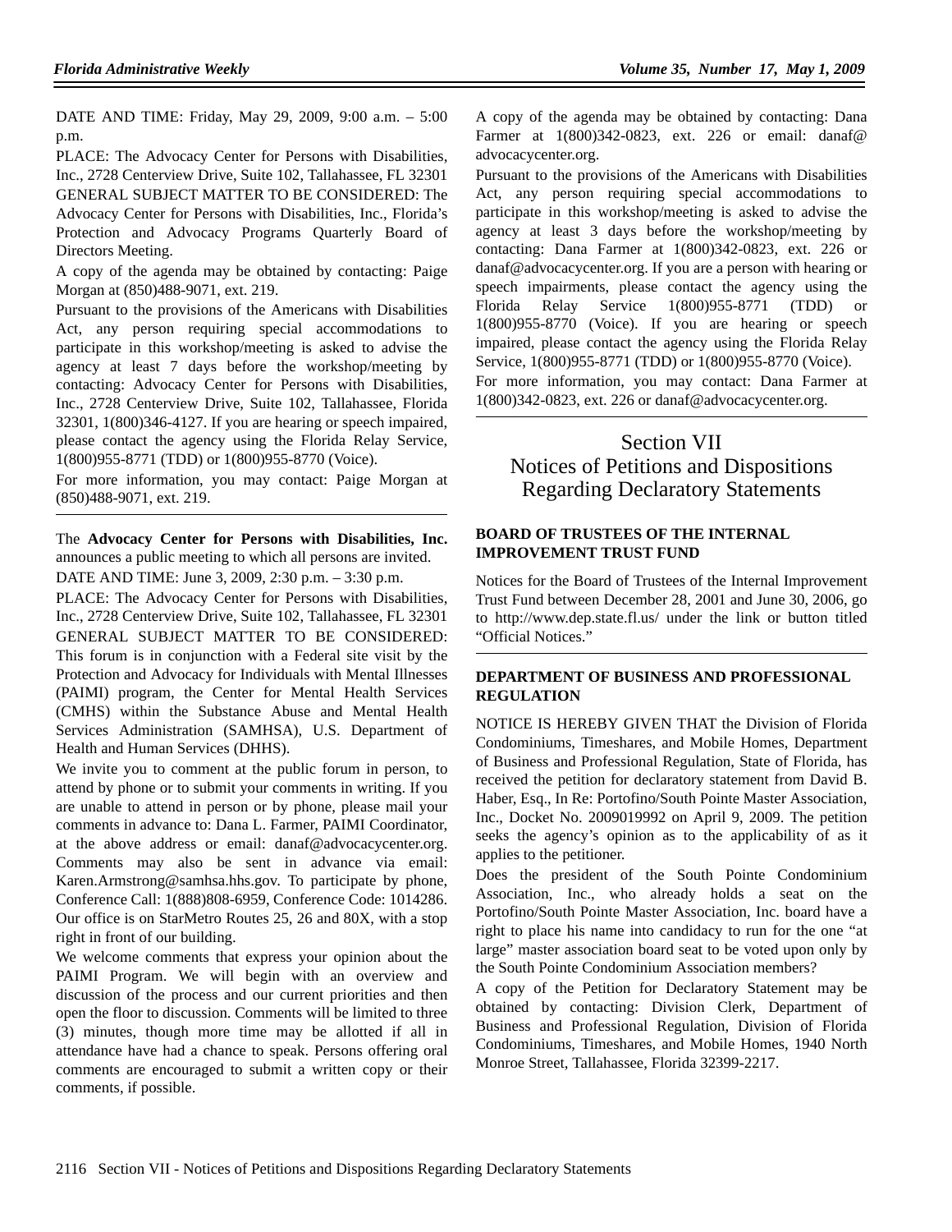DATE AND TIME: Friday, May 29, 2009, 9:00 a.m. – 5:00 p.m.

PLACE: The Advocacy Center for Persons with Disabilities, Inc., 2728 Centerview Drive, Suite 102, Tallahassee, FL 32301

GENERAL SUBJECT MATTER TO BE CONSIDERED: The Advocacy Center for Persons with Disabilities, Inc., Florida's Protection and Advocacy Programs Quarterly Board of Directors Meeting.

A copy of the agenda may be obtained by contacting: Paige Morgan at (850)488-9071, ext. 219.

Pursuant to the provisions of the Americans with Disabilities Act, any person requiring special accommodations to participate in this workshop/meeting is asked to advise the agency at least 7 days before the workshop/meeting by contacting: Advocacy Center for Persons with Disabilities, Inc., 2728 Centerview Drive, Suite 102, Tallahassee, Florida 32301, 1(800)346-4127. If you are hearing or speech impaired, please contact the agency using the Florida Relay Service, 1(800)955-8771 (TDD) or 1(800)955-8770 (Voice).

For more information, you may contact: Paige Morgan at (850)488-9071, ext. 219.

---

The **Advocacy Center for Persons with Disabilities, Inc.** announces a public meeting to which all persons are invited.

DATE AND TIME: June 3, 2009, 2:30 p.m. – 3:30 p.m.

PLACE: The Advocacy Center for Persons with Disabilities, Inc., 2728 Centerview Drive, Suite 102, Tallahassee, FL 32301

GENERAL SUBJECT MATTER TO BE CONSIDERED: This forum is in conjunction with a Federal site visit by the Protection and Advocacy for Individuals with Mental Illnesses (PAIMI) program, the Center for Mental Health Services (CMHS) within the Substance Abuse and Mental Health Services Administration (SAMHSA), U.S. Department of Health and Human Services (DHHS).

We invite you to comment at the public forum in person, to attend by phone or to submit your comments in writing. If you are unable to attend in person or by phone, please mail your comments in advance to: Dana L. Farmer, PAIMI Coordinator, at the above address or email: danaf@advocacycenter.org. Comments may also be sent in advance via email: Karen.Armstrong@samhsa.hhs.gov. To participate by phone, Conference Call: 1(888)808-6959, Conference Code: 1014286. Our office is on StarMetro Routes 25, 26 and 80X, with a stop right in front of our building.

We welcome comments that express your opinion about the PAIMI Program. We will begin with an overview and discussion of the process and our current priorities and then open the floor to discussion. Comments will be limited to three (3) minutes, though more time may be allotted if all in attendance have had a chance to speak. Persons offering oral comments are encouraged to submit a written copy or their comments, if possible.

A copy of the agenda may be obtained by contacting: Dana Farmer at 1(800)342-0823, ext. 226 or email: danaf@advocacycenter.org.

Pursuant to the provisions of the Americans with Disabilities Act, any person requiring special accommodations to participate in this workshop/meeting is asked to advise the agency at least 3 days before the workshop/meeting by contacting: Dana Farmer at 1(800)342-0823, ext. 226 or danaf@advocacycenter.org. If you are a person with hearing or speech impairments, please contact the agency using the Florida Relay Service 1(800)955-8771 (TDD) or 1(800)955-8770 (Voice). If you are hearing or speech impaired, please contact the agency using the Florida Relay Service, 1(800)955-8771 (TDD) or 1(800)955-8770 (Voice).

For more information, you may contact: Dana Farmer at 1(800)342-0823, ext. 226 or danaf@advocacycenter.org.

---

# Section VII
# Notices of Petitions and Dispositions Regarding Declaratory Statements

## BOARD OF TRUSTEES OF THE INTERNAL IMPROVEMENT TRUST FUND

Notices for the Board of Trustees of the Internal Improvement Trust Fund between December 28, 2001 and June 30, 2006, go to http://www.dep.state.fl.us/ under the link or button titled "Official Notices."

---

## DEPARTMENT OF BUSINESS AND PROFESSIONAL REGULATION

NOTICE IS HEREBY GIVEN THAT the Division of Florida Condominiums, Timeshares, and Mobile Homes, Department of Business and Professional Regulation, State of Florida, has received the petition for declaratory statement from David B. Haber, Esq., In Re: Portofino/South Pointe Master Association, Inc., Docket No. 2009019992 on April 9, 2009. The petition seeks the agency's opinion as to the applicability of as it applies to the petitioner.

Does the president of the South Pointe Condominium Association, Inc., who already holds a seat on the Portofino/South Pointe Master Association, Inc. board have a right to place his name into candidacy to run for the one "at large" master association board seat to be voted upon only by the South Pointe Condominium Association members?

A copy of the Petition for Declaratory Statement may be obtained by contacting: Division Clerk, Department of Business and Professional Regulation, Division of Florida Condominiums, Timeshares, and Mobile Homes, 1940 North Monroe Street, Tallahassee, Florida 32399-2217.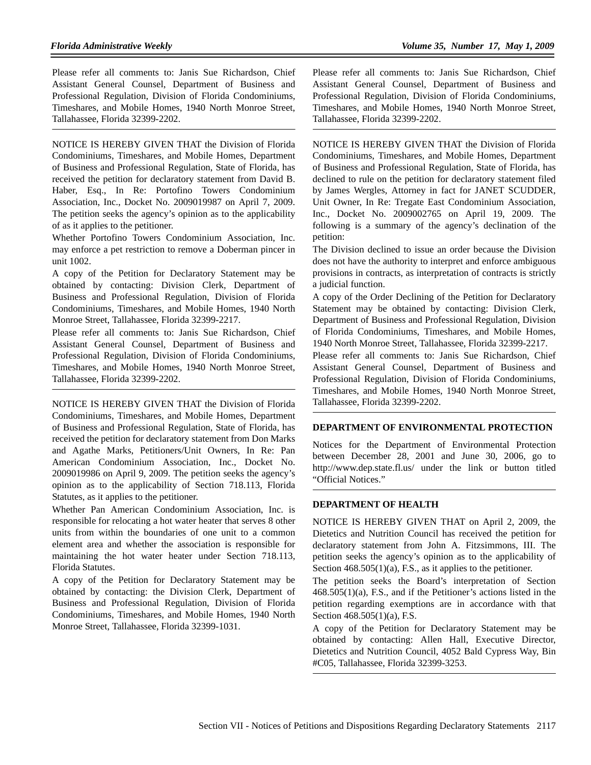Please refer all comments to: Janis Sue Richardson, Chief Assistant General Counsel, Department of Business and Professional Regulation, Division of Florida Condominiums, Timeshares, and Mobile Homes, 1940 North Monroe Street, Tallahassee, Florida 32399-2202.

---

NOTICE IS HEREBY GIVEN THAT the Division of Florida Condominiums, Timeshares, and Mobile Homes, Department of Business and Professional Regulation, State of Florida, has received the petition for declaratory statement from David B. Haber, Esq., In Re: Portofino Towers Condominium Association, Inc., Docket No. 2009019987 on April 7, 2009. The petition seeks the agency's opinion as to the applicability of as it applies to the petitioner.

Whether Portofino Towers Condominium Association, Inc. may enforce a pet restriction to remove a Doberman pincer in unit 1002.

A copy of the Petition for Declaratory Statement may be obtained by contacting: Division Clerk, Department of Business and Professional Regulation, Division of Florida Condominiums, Timeshares, and Mobile Homes, 1940 North Monroe Street, Tallahassee, Florida 32399-2217.

Please refer all comments to: Janis Sue Richardson, Chief Assistant General Counsel, Department of Business and Professional Regulation, Division of Florida Condominiums, Timeshares, and Mobile Homes, 1940 North Monroe Street, Tallahassee, Florida 32399-2202.

---

NOTICE IS HEREBY GIVEN THAT the Division of Florida Condominiums, Timeshares, and Mobile Homes, Department of Business and Professional Regulation, State of Florida, has received the petition for declaratory statement from Don Marks and Agathe Marks, Petitioners/Unit Owners, In Re: Pan American Condominium Association, Inc., Docket No. 2009019986 on April 9, 2009. The petition seeks the agency's opinion as to the applicability of Section 718.113, Florida Statutes, as it applies to the petitioner.

Whether Pan American Condominium Association, Inc. is responsible for relocating a hot water heater that serves 8 other units from within the boundaries of one unit to a common element area and whether the association is responsible for maintaining the hot water heater under Section 718.113, Florida Statutes.

A copy of the Petition for Declaratory Statement may be obtained by contacting: the Division Clerk, Department of Business and Professional Regulation, Division of Florida Condominiums, Timeshares, and Mobile Homes, 1940 North Monroe Street, Tallahassee, Florida 32399-1031.

Please refer all comments to: Janis Sue Richardson, Chief Assistant General Counsel, Department of Business and Professional Regulation, Division of Florida Condominiums, Timeshares, and Mobile Homes, 1940 North Monroe Street, Tallahassee, Florida 32399-2202.

---

NOTICE IS HEREBY GIVEN THAT the Division of Florida Condominiums, Timeshares, and Mobile Homes, Department of Business and Professional Regulation, State of Florida, has declined to rule on the petition for declaratory statement filed by James Wergles, Attorney in fact for JANET SCUDDER, Unit Owner, In Re: Tregate East Condominium Association, Inc., Docket No. 2009002765 on April 19, 2009. The following is a summary of the agency's declination of the petition:

The Division declined to issue an order because the Division does not have the authority to interpret and enforce ambiguous provisions in contracts, as interpretation of contracts is strictly a judicial function.

A copy of the Order Declining of the Petition for Declaratory Statement may be obtained by contacting: Division Clerk, Department of Business and Professional Regulation, Division of Florida Condominiums, Timeshares, and Mobile Homes, 1940 North Monroe Street, Tallahassee, Florida 32399-2217.

Please refer all comments to: Janis Sue Richardson, Chief Assistant General Counsel, Department of Business and Professional Regulation, Division of Florida Condominiums, Timeshares, and Mobile Homes, 1940 North Monroe Street, Tallahassee, Florida 32399-2202.

---

## DEPARTMENT OF ENVIRONMENTAL PROTECTION

Notices for the Department of Environmental Protection between December 28, 2001 and June 30, 2006, go to http://www.dep.state.fl.us/ under the link or button titled "Official Notices."

---

## DEPARTMENT OF HEALTH

NOTICE IS HEREBY GIVEN THAT on April 2, 2009, the Dietetics and Nutrition Council has received the petition for declaratory statement from John A. Fitzsimmons, III. The petition seeks the agency's opinion as to the applicability of Section 468.505(1)(a), F.S., as it applies to the petitioner.

The petition seeks the Board's interpretation of Section 468.505(1)(a), F.S., and if the Petitioner's actions listed in the petition regarding exemptions are in accordance with that Section 468.505(1)(a), F.S.

A copy of the Petition for Declaratory Statement may be obtained by contacting: Allen Hall, Executive Director, Dietetics and Nutrition Council, 4052 Bald Cypress Way, Bin #C05, Tallahassee, Florida 32399-3253.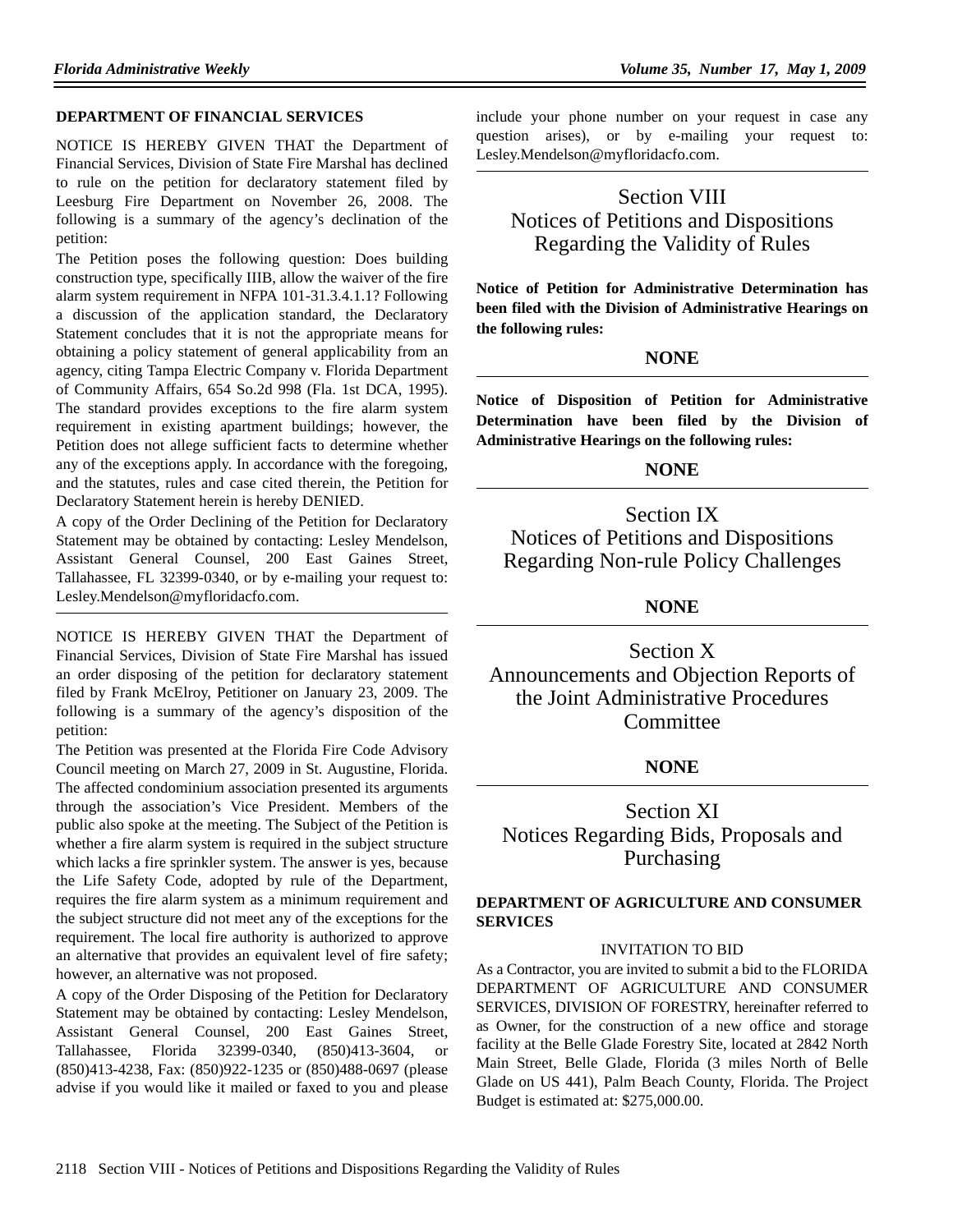**DEPARTMENT OF FINANCIAL SERVICES**

NOTICE IS HEREBY GIVEN THAT the Department of Financial Services, Division of State Fire Marshal has declined to rule on the petition for declaratory statement filed by Leesburg Fire Department on November 26, 2008. The following is a summary of the agency's declination of the petition:

The Petition poses the following question: Does building construction type, specifically IIIB, allow the waiver of the fire alarm system requirement in NFPA 101-31.3.4.1.1? Following a discussion of the application standard, the Declaratory Statement concludes that it is not the appropriate means for obtaining a policy statement of general applicability from an agency, citing Tampa Electric Company v. Florida Department of Community Affairs, 654 So.2d 998 (Fla. 1st DCA, 1995). The standard provides exceptions to the fire alarm system requirement in existing apartment buildings; however, the Petition does not allege sufficient facts to determine whether any of the exceptions apply. In accordance with the foregoing, and the statutes, rules and case cited therein, the Petition for Declaratory Statement herein is hereby DENIED.

A copy of the Order Declining of the Petition for Declaratory Statement may be obtained by contacting: Lesley Mendelson, Assistant General Counsel, 200 East Gaines Street, Tallahassee, FL 32399-0340, or by e-mailing your request to: Lesley.Mendelson@myfloridacfo.com.

---

NOTICE IS HEREBY GIVEN THAT the Department of Financial Services, Division of State Fire Marshal has issued an order disposing of the petition for declaratory statement filed by Frank McElroy, Petitioner on January 23, 2009. The following is a summary of the agency's disposition of the petition:

The Petition was presented at the Florida Fire Code Advisory Council meeting on March 27, 2009 in St. Augustine, Florida. The affected condominium association presented its arguments through the association's Vice President. Members of the public also spoke at the meeting. The Subject of the Petition is whether a fire alarm system is required in the subject structure which lacks a fire sprinkler system. The answer is yes, because the Life Safety Code, adopted by rule of the Department, requires the fire alarm system as a minimum requirement and the subject structure did not meet any of the exceptions for the requirement. The local fire authority is authorized to approve an alternative that provides an equivalent level of fire safety; however, an alternative was not proposed.

A copy of the Order Disposing of the Petition for Declaratory Statement may be obtained by contacting: Lesley Mendelson, Assistant General Counsel, 200 East Gaines Street, Tallahassee, Florida 32399-0340, (850)413-3604, or (850)413-4238, Fax: (850)922-1235 or (850)488-0697 (please advise if you would like it mailed or faxed to you and please include your phone number on your request in case any question arises), or by e-mailing your request to: Lesley.Mendelson@myfloridacfo.com.

---

# Section VIII Notices of Petitions and Dispositions Regarding the Validity of Rules

**Notice of Petition for Administrative Determination has been filed with the Division of Administrative Hearings on the following rules:**

**NONE**

---

**Notice of Disposition of Petition for Administrative Determination have been filed by the Division of Administrative Hearings on the following rules:**

**NONE**

---

# Section IX Notices of Petitions and Dispositions Regarding Non-rule Policy Challenges

**NONE**

---

# Section X Announcements and Objection Reports of the Joint Administrative Procedures Committee

**NONE**

---

# Section XI Notices Regarding Bids, Proposals and Purchasing

**DEPARTMENT OF AGRICULTURE AND CONSUMER SERVICES**

INVITATION TO BID

As a Contractor, you are invited to submit a bid to the FLORIDA DEPARTMENT OF AGRICULTURE AND CONSUMER SERVICES, DIVISION OF FORESTRY, hereinafter referred to as Owner, for the construction of a new office and storage facility at the Belle Glade Forestry Site, located at 2842 North Main Street, Belle Glade, Florida (3 miles North of Belle Glade on US 441), Palm Beach County, Florida. The Project Budget is estimated at: $275,000.00.